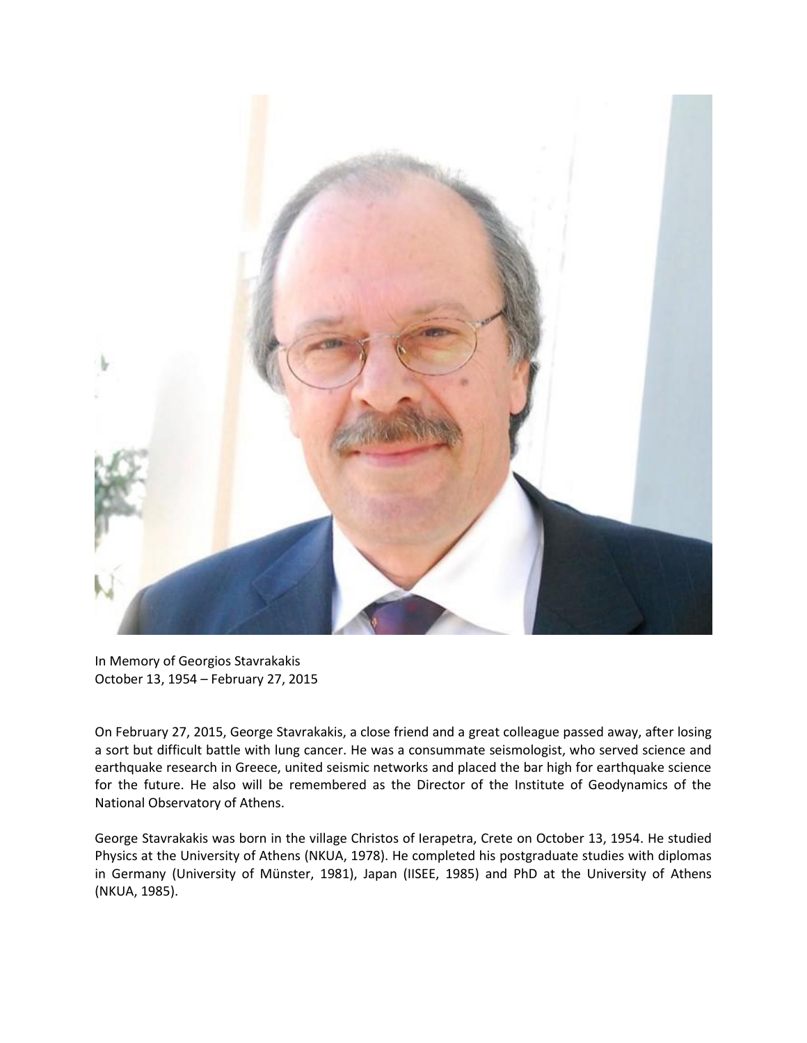In Memory of Georgios Stavrakakis
October 13, 1954 – February 27, 2015

On February 27, 2015, George Stavrakakis, a close friend and a great colleague passed away, after losing a sort but difficult battle with lung cancer. He was a consummate seismologist, who served science and earthquake research in Greece, united seismic networks and placed the bar high for earthquake science for the future. He also will be remembered as the Director of the Institute of Geodynamics of the National Observatory of Athens.

George Stavrakakis was born in the village Christos of Ierapetra, Crete on October 13, 1954. He studied Physics at the University of Athens (NKUA, 1978). He completed his postgraduate studies with diplomas in Germany (University of Münster, 1981), Japan (IISEE, 1985) and PhD at the University of Athens (NKUA, 1985).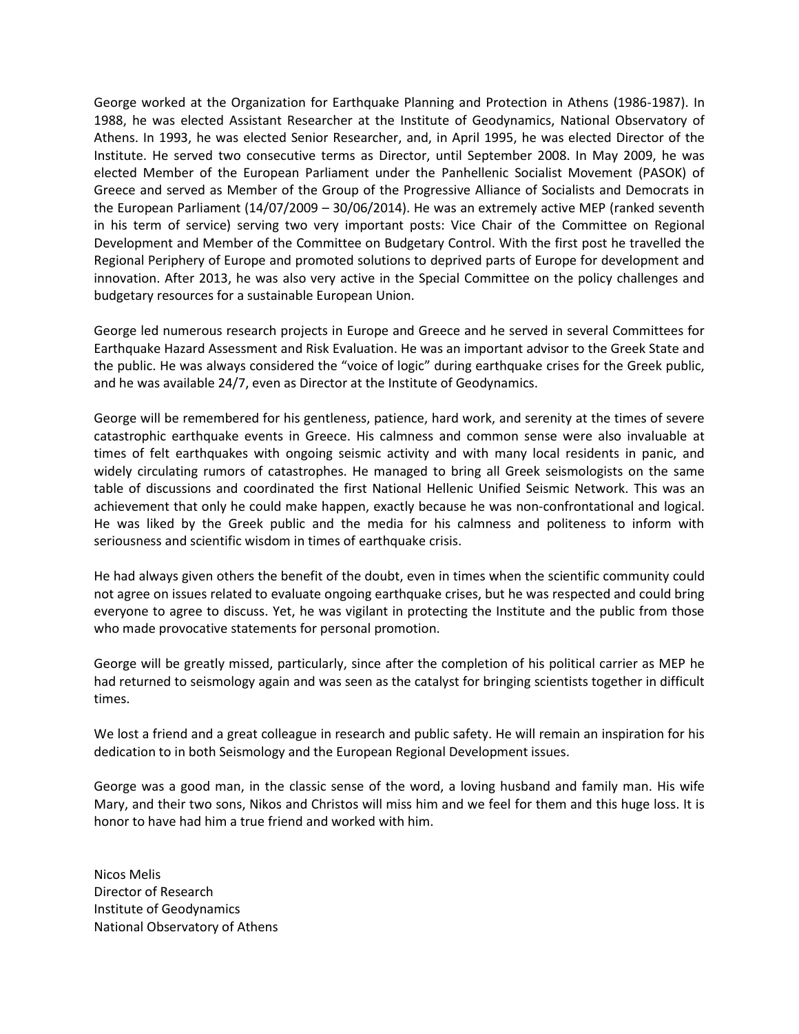George worked at the Organization for Earthquake Planning and Protection in Athens (1986-1987). In 1988, he was elected Assistant Researcher at the Institute of Geodynamics, National Observatory of Athens. In 1993, he was elected Senior Researcher, and, in April 1995, he was elected Director of the Institute. He served two consecutive terms as Director, until September 2008. In May 2009, he was elected Member of the European Parliament under the Panhellenic Socialist Movement (PASOK) of Greece and served as Member of the Group of the Progressive Alliance of Socialists and Democrats in the European Parliament (14/07/2009 – 30/06/2014). He was an extremely active MEP (ranked seventh in his term of service) serving two very important posts: Vice Chair of the Committee on Regional Development and Member of the Committee on Budgetary Control. With the first post he travelled the Regional Periphery of Europe and promoted solutions to deprived parts of Europe for development and innovation. After 2013, he was also very active in the Special Committee on the policy challenges and budgetary resources for a sustainable European Union.

George led numerous research projects in Europe and Greece and he served in several Committees for Earthquake Hazard Assessment and Risk Evaluation. He was an important advisor to the Greek State and the public. He was always considered the "voice of logic" during earthquake crises for the Greek public, and he was available 24/7, even as Director at the Institute of Geodynamics.

George will be remembered for his gentleness, patience, hard work, and serenity at the times of severe catastrophic earthquake events in Greece. His calmness and common sense were also invaluable at times of felt earthquakes with ongoing seismic activity and with many local residents in panic, and widely circulating rumors of catastrophes. He managed to bring all Greek seismologists on the same table of discussions and coordinated the first National Hellenic Unified Seismic Network. This was an achievement that only he could make happen, exactly because he was non-confrontational and logical. He was liked by the Greek public and the media for his calmness and politeness to inform with seriousness and scientific wisdom in times of earthquake crisis.

He had always given others the benefit of the doubt, even in times when the scientific community could not agree on issues related to evaluate ongoing earthquake crises, but he was respected and could bring everyone to agree to discuss. Yet, he was vigilant in protecting the Institute and the public from those who made provocative statements for personal promotion.

George will be greatly missed, particularly, since after the completion of his political carrier as MEP he had returned to seismology again and was seen as the catalyst for bringing scientists together in difficult times.

We lost a friend and a great colleague in research and public safety. He will remain an inspiration for his dedication to in both Seismology and the European Regional Development issues.

George was a good man, in the classic sense of the word, a loving husband and family man. His wife Mary, and their two sons, Nikos and Christos will miss him and we feel for them and this huge loss. It is honor to have had him a true friend and worked with him.

Nicos Melis
Director of Research
Institute of Geodynamics
National Observatory of Athens